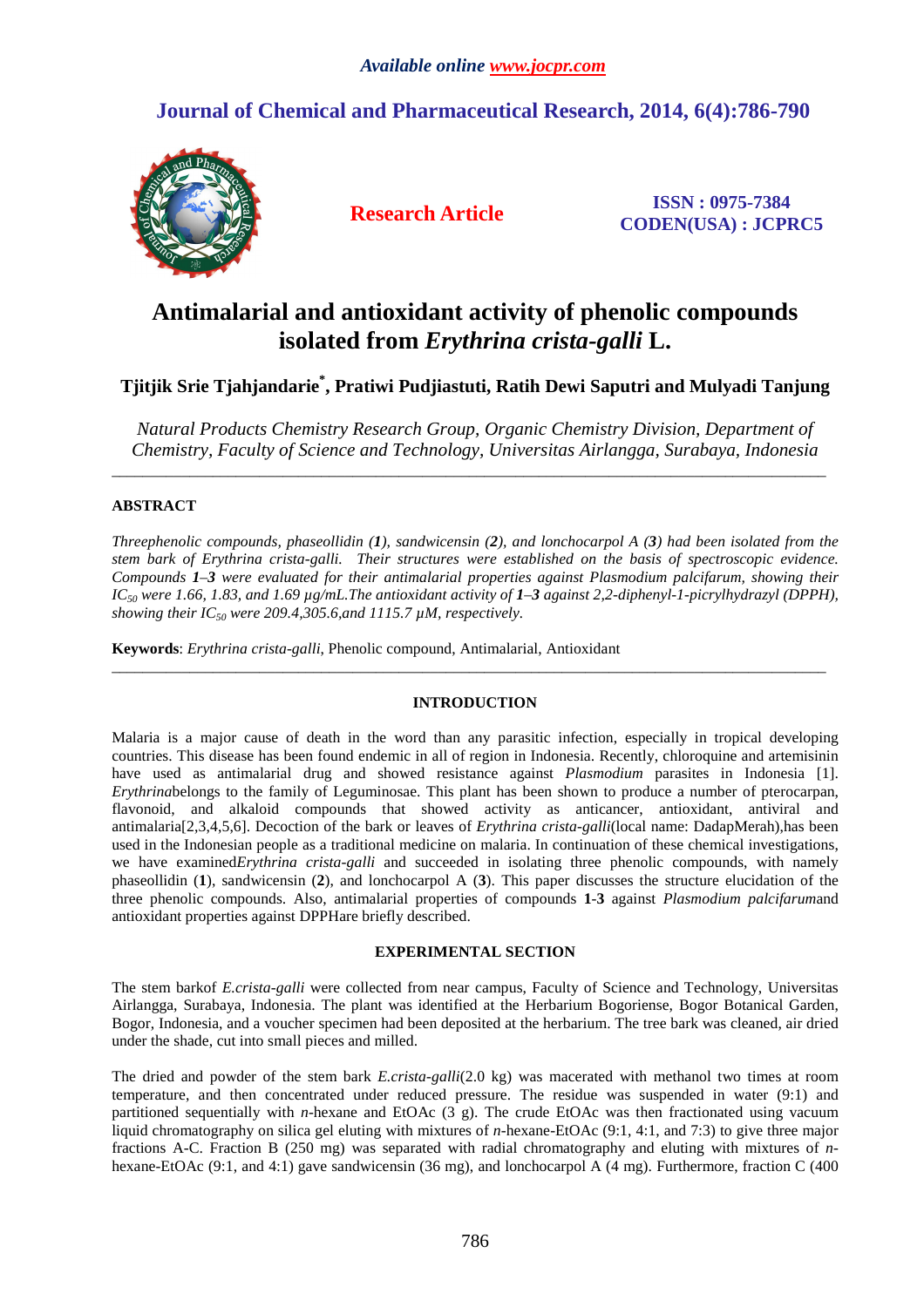# Antimalarial and antioxidant activity of phenolic compounds isolated from *Erythrina crista-galli* L.

**Tjitjik Srie Tjahjandarie*, Pratiwi Pudjiastuti, Ratih Dewi Saputri and Mulyadi Tanjung**

*Natural Products Chemistry Research Group, Organic Chemistry Division, Department of Chemistry, Faculty of Science and Technology, Universitas Airlangga, Surabaya, Indonesia*

---

## ABSTRACT

*Threephenolic compounds, phaseollidin (**1**), sandwicensin (**2**), and lonchocarpol A (**3**) had been isolated from the stem bark of Erythrina crista-galli. Their structures were established on the basis of spectroscopic evidence. Compounds **1**–**3** were evaluated for their antimalarial properties against Plasmodium palcifarum, showing their $IC_{50}$ were 1.66, 1.83, and 1.69 µg/mL.The antioxidant activity of **1**–**3** against 2,2-diphenyl-1-picrylhydrazyl (DPPH), showing their $IC_{50}$ were 209.4,305.6,and 1115.7 µM, respectively.*

**Keywords**: *Erythrina crista-galli*, Phenolic compound, Antimalarial, Antioxidant

---

## INTRODUCTION

Malaria is a major cause of death in the word than any parasitic infection, especially in tropical developing countries. This disease has been found endemic in all of region in Indonesia. Recently, chloroquine and artemisinin have used as antimalarial drug and showed resistance against *Plasmodium* parasites in Indonesia [1]. *Erythrina*belongs to the family of Leguminosae. This plant has been shown to produce a number of pterocarpan, flavonoid, and alkaloid compounds that showed activity as anticancer, antioxidant, antiviral and antimalaria[2,3,4,5,6]. Decoction of the bark or leaves of *Erythrina crista-galli*(local name: DadapMerah),has been used in the Indonesian people as a traditional medicine on malaria. In continuation of these chemical investigations, we have examined*Erythrina crista-galli* and succeeded in isolating three phenolic compounds, with namely phaseollidin (**1**), sandwicensin (**2**), and lonchocarpol A (**3**). This paper discusses the structure elucidation of the three phenolic compounds. Also, antimalarial properties of compounds **1**-**3** against *Plasmodium palcifarum*and antioxidant properties against DPPHare briefly described.

## EXPERIMENTAL SECTION

The stem barkof *E.crista-galli* were collected from near campus, Faculty of Science and Technology, Universitas Airlangga, Surabaya, Indonesia. The plant was identified at the Herbarium Bogoriense, Bogor Botanical Garden, Bogor, Indonesia, and a voucher specimen had been deposited at the herbarium. The tree bark was cleaned, air dried under the shade, cut into small pieces and milled.

The dried and powder of the stem bark *E.crista-galli*(2.0 kg) was macerated with methanol two times at room temperature, and then concentrated under reduced pressure. The residue was suspended in water (9:1) and partitioned sequentially with *n*-hexane and EtOAc (3 g). The crude EtOAc was then fractionated using vacuum liquid chromatography on silica gel eluting with mixtures of *n*-hexane-EtOAc (9:1, 4:1, and 7:3) to give three major fractions A-C. Fraction B (250 mg) was separated with radial chromatography and eluting with mixtures of *n*-hexane-EtOAc (9:1, and 4:1) gave sandwicensin (36 mg), and lonchocarpol A (4 mg). Furthermore, fraction C (400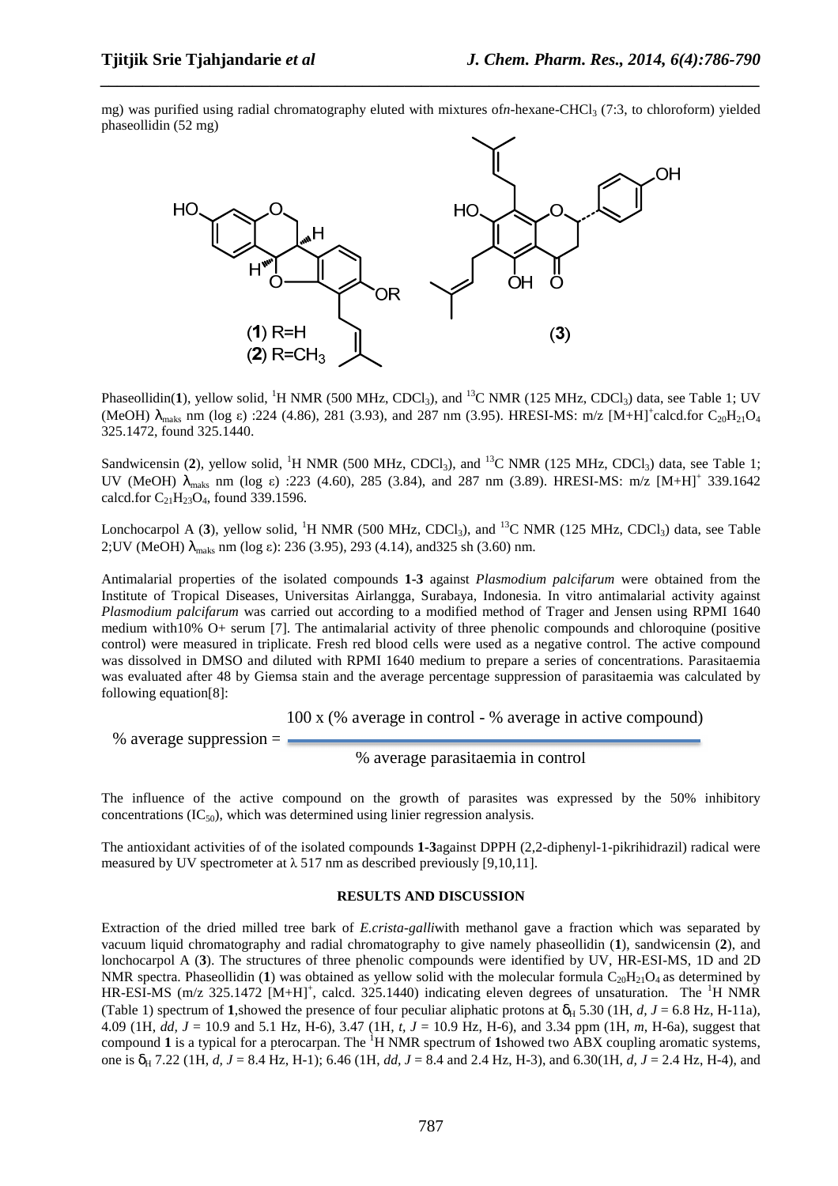mg) was purified using radial chromatography eluted with mixtures of*n*-hexane-$CHCl_3$ (7:3, to chloroform) yielded phaseollidin (52 mg)

Phaseollidin(**1**), yellow solid, $^1$H NMR (500 MHz, $CDCl_3$), and $^{13}$C NMR (125 MHz, $CDCl_3$) data, see Table 1; UV (MeOH) $\lambda_{maks}$ nm (log ε) :224 (4.86), 281 (3.93), and 287 nm (3.95). HRESI-MS: m/z $[M+H]^+$calcd.for $C_{20}H_{21}O_4$ 325.1472, found 325.1440.

Sandwicensin (**2**), yellow solid, $^1$H NMR (500 MHz, $CDCl_3$), and $^{13}$C NMR (125 MHz, $CDCl_3$) data, see Table 1; UV (MeOH) $\lambda_{maks}$ nm (log ε) :223 (4.60), 285 (3.84), and 287 nm (3.89). HRESI-MS: m/z $[M+H]^+$ 339.1642 calcd.for $C_{21}H_{23}O_4$, found 339.1596.

Lonchocarpol A (**3**), yellow solid, $^1$H NMR (500 MHz, $CDCl_3$), and $^{13}$C NMR (125 MHz, $CDCl_3$) data, see Table 2;UV (MeOH) $\lambda_{maks}$ nm (log ε): 236 (3.95), 293 (4.14), and325 sh (3.60) nm.

Antimalarial properties of the isolated compounds **1-3** against *Plasmodium palcifarum* were obtained from the Institute of Tropical Diseases, Universitas Airlangga, Surabaya, Indonesia. In vitro antimalarial activity against *Plasmodium palcifarum* was carried out according to a modified method of Trager and Jensen using RPMI 1640 medium with10% O+ serum [7]. The antimalarial activity of three phenolic compounds and chloroquine (positive control) were measured in triplicate. Fresh red blood cells were used as a negative control. The active compound was dissolved in DMSO and diluted with RPMI 1640 medium to prepare a series of concentrations. Parasitaemia was evaluated after 48 by Giemsa stain and the average percentage suppression of parasitaemia was calculated by following equation[8]:

$$\% \text{ average suppression} = \frac{100 \times (\% \text{ average in control} - \% \text{ average in active compound})}{\% \text{ average parasitaemia in control}}$$

The influence of the active compound on the growth of parasites was expressed by the 50% inhibitory concentrations ($IC_{50}$), which was determined using linier regression analysis.

The antioxidant activities of of the isolated compounds **1-3**against DPPH (2,2-diphenyl-1-pikrihidrazil) radical were measured by UV spectrometer at λ 517 nm as described previously [9,10,11].

## RESULTS AND DISCUSSION

Extraction of the dried milled tree bark of *E.crista-galli*with methanol gave a fraction which was separated by vacuum liquid chromatography and radial chromatography to give namely phaseollidin (**1**), sandwicensin (**2**), and lonchocarpol A (**3**). The structures of three phenolic compounds were identified by UV, HR-ESI-MS, 1D and 2D NMR spectra. Phaseollidin (**1**) was obtained as yellow solid with the molecular formula $C_{20}H_{21}O_4$ as determined by HR-ESI-MS (m/z 325.1472 $[M+H]^+$, calcd. 325.1440) indicating eleven degrees of unsaturation. The $^1$H NMR (Table 1) spectrum of **1**,showed the presence of four peculiar aliphatic protons at $\delta_H$ 5.30 (1H, *d*, *J* = 6.8 Hz, H-11a), 4.09 (1H, *dd*, *J* = 10.9 and 5.1 Hz, H-6), 3.47 (1H, *t*, *J* = 10.9 Hz, H-6), and 3.34 ppm (1H, *m*, H-6a), suggest that compound **1** is a typical for a pterocarpan. The $^1$H NMR spectrum of **1**showed two ABX coupling aromatic systems, one is $\delta_H$ 7.22 (1H, *d*, *J* = 8.4 Hz, H-1); 6.46 (1H, *dd*, *J* = 8.4 and 2.4 Hz, H-3), and 6.30(1H, *d*, *J* = 2.4 Hz, H-4), and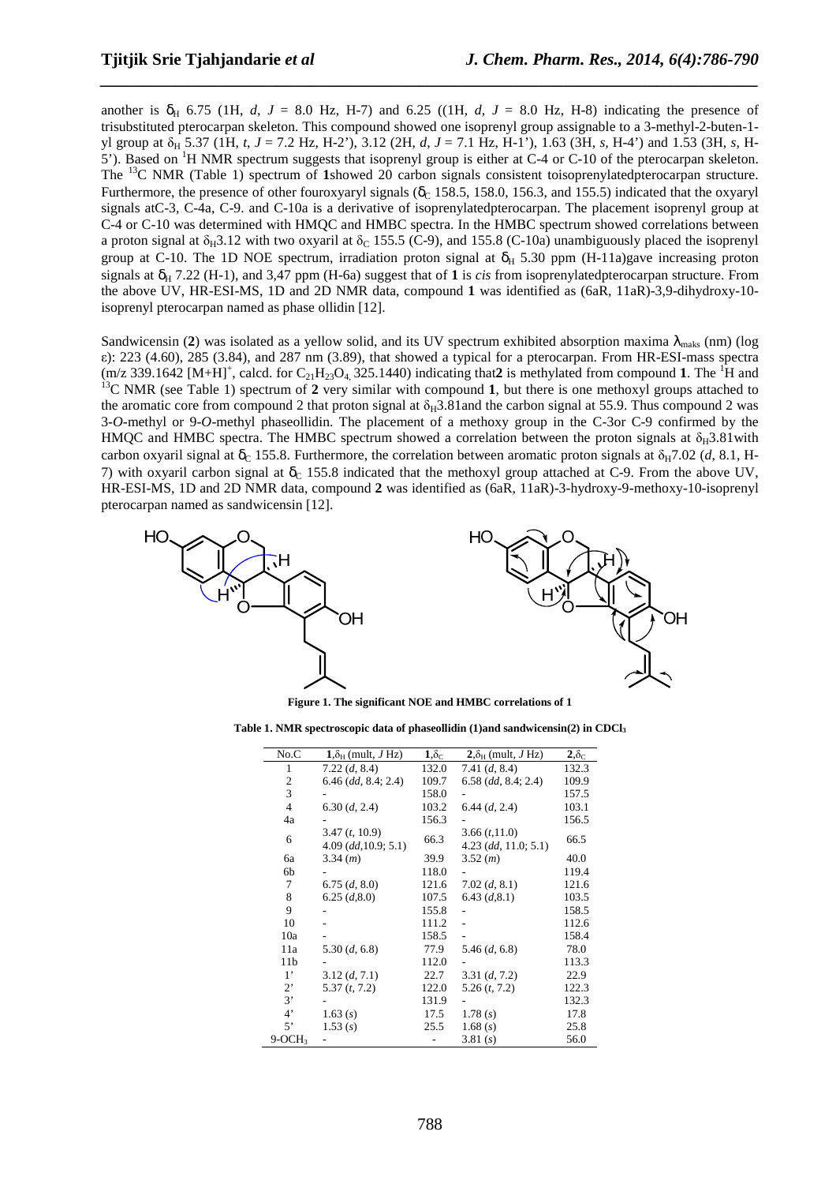another is $\delta_H$ 6.75 (1H, *d, J* = 8.0 Hz, H-7) and 6.25 ((1H, *d, J* = 8.0 Hz, H-8) indicating the presence of trisubstituted pterocarpan skeleton. This compound showed one isoprenyl group assignable to a 3-methyl-2-buten-1-yl group at $\delta_H$ 5.37 (1H, *t, J* = 7.2 Hz, H-2'), 3.12 (2H, *d, J* = 7.1 Hz, H-1'), 1.63 (3H, *s*, H-4') and 1.53 (3H, *s*, H-5'). Based on $^1$H NMR spectrum suggests that isoprenyl group is either at C-4 or C-10 of the pterocarpan skeleton. The $^{13}$C NMR (Table 1) spectrum of **1**showed 20 carbon signals consistent toisoprenylatedpterocarpan structure. Furthermore, the presence of other fouroxyaryl signals ($\delta_C$ 158.5, 158.0, 156.3, and 155.5) indicated that the oxyaryl signals atC-3, C-4a, C-9. and C-10a is a derivative of isoprenylatedpterocarpan. The placement isoprenyl group at C-4 or C-10 was determined with HMQC and HMBC spectra. In the HMBC spectrum showed correlations between a proton signal at $\delta_H$3.12 with two oxyaril at $\delta_C$ 155.5 (C-9), and 155.8 (C-10a) unambiguously placed the isoprenyl group at C-10. The 1D NOE spectrum, irradiation proton signal at $\delta_H$ 5.30 ppm (H-11a)gave increasing proton signals at $\delta_H$ 7.22 (H-1), and 3,47 ppm (H-6a) suggest that of **1** is *cis* from isoprenylatedpterocarpan structure. From the above UV, HR-ESI-MS, 1D and 2D NMR data, compound **1** was identified as (6aR, 11aR)-3,9-dihydroxy-10-isoprenyl pterocarpan named as phase ollidin [12].

Sandwicensin (**2**) was isolated as a yellow solid, and its UV spectrum exhibited absorption maxima $\lambda_{maks}$ (nm) (log ε): 223 (4.60), 285 (3.84), and 287 nm (3.89), that showed a typical for a pterocarpan. From HR-ESI-mass spectra (m/z 339.1642 $[M+H]^+$, calcd. for $C_{21}H_{23}O_4$ 325.1440) indicating that**2** is methylated from compound **1**. The $^1$H and $^{13}$C NMR (see Table 1) spectrum of **2** very similar with compound **1**, but there is one methoxyl groups attached to the aromatic core from compound 2 that proton signal at $\delta_H$3.81and the carbon signal at 55.9. Thus compound 2 was 3-*O*-methyl or 9-*O*-methyl phaseollidin. The placement of a methoxy group in the C-3or C-9 confirmed by the HMQC and HMBC spectra. The HMBC spectrum showed a correlation between the proton signals at $\delta_H$3.81with carbon oxyaril signal at $\delta_C$ 155.8. Furthermore, the correlation between aromatic proton signals at $\delta_H$7.02 (*d*, 8.1, H-7) with oxyaril carbon signal at $\delta_C$ 155.8 indicated that the methoxyl group attached at C-9. From the above UV, HR-ESI-MS, 1D and 2D NMR data, compound **2** was identified as (6aR, 11aR)-3-hydroxy-9-methoxy-10-isoprenyl pterocarpan named as sandwicensin [12].

**Figure 1. The significant NOE and HMBC correlations of 1**

**Table 1. NMR spectroscopic data of phaseollidin (1)and sandwicensin(2) in $CDCl_3$**

| No.C | **1**,$\delta_H$ (mult, *J* Hz) | **1**,$\delta_C$ | **2**,$\delta_H$ (mult, *J* Hz) | **2**,$\delta_C$ |
|---|---|---|---|---|
| 1 | 7.22 (*d*, 8.4) | 132.0 | 7.41 (*d*, 8.4) | 132.3 |
| 2 | 6.46 (*dd*, 8.4; 2.4) | 109.7 | 6.58 (*dd*, 8.4; 2.4) | 109.9 |
| 3 | - | 158.0 | - | 157.5 |
| 4 | 6.30 (*d*, 2.4) | 103.2 | 6.44 (*d*, 2.4) | 103.1 |
| 4a | - | 156.3 | - | 156.5 |
| 6 | 3.47 (*t*, 10.9)<br>4.09 (*dd*,10.9; 5.1) | 66.3 | 3.66 (*t*,11.0)<br>4.23 (*dd*, 11.0; 5.1) | 66.5 |
| 6a | 3.34 (*m*) | 39.9 | 3.52 (*m*) | 40.0 |
| 6b | - | 118.0 | - | 119.4 |
| 7 | 6.75 (*d*, 8.0) | 121.6 | 7.02 (*d*, 8.1) | 121.6 |
| 8 | 6.25 (*d*,8.0) | 107.5 | 6.43 (*d*,8.1) | 103.5 |
| 9 | - | 155.8 | - | 158.5 |
| 10 | - | 111.2 | - | 112.6 |
| 10a | - | 158.5 | - | 158.4 |
| 11a | 5.30 (*d*, 6.8) | 77.9 | 5.46 (*d*, 6.8) | 78.0 |
| 11b | - | 112.0 | - | 113.3 |
| 1' | 3.12 (*d*, 7.1) | 22.7 | 3.31 (*d*, 7.2) | 22.9 |
| 2' | 5.37 (*t*, 7.2) | 122.0 | 5.26 (*t*, 7.2) | 122.3 |
| 3' | - | 131.9 | - | 132.3 |
| 4' | 1.63 (*s*) | 17.5 | 1.78 (*s*) | 17.8 |
| 5' | 1.53 (*s*) | 25.5 | 1.68 (*s*) | 25.8 |
| 9-$OCH_3$ | - | - | 3.81 (*s*) | 56.0 |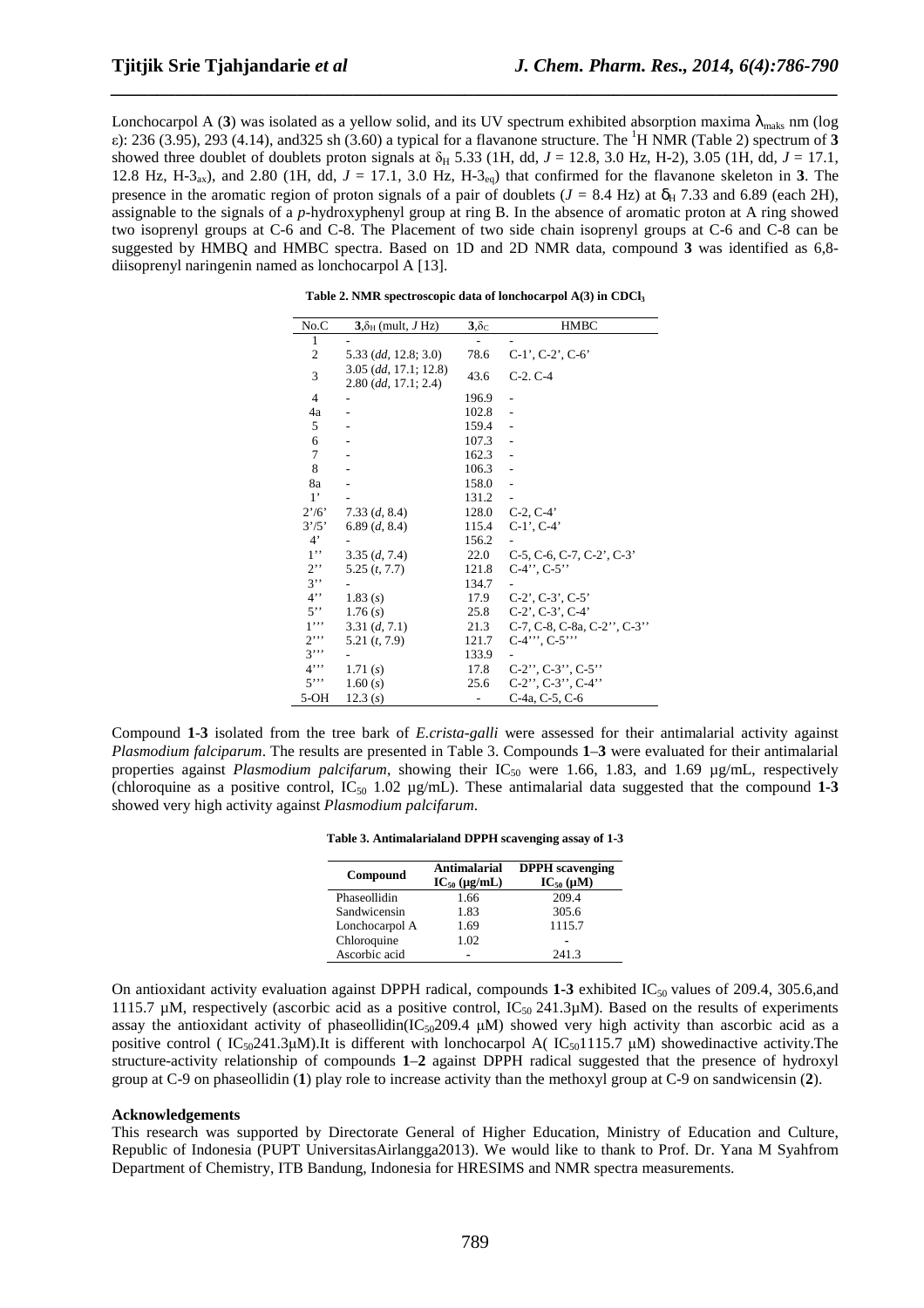Lonchocarpol A (**3**) was isolated as a yellow solid, and its UV spectrum exhibited absorption maxima $\lambda_{maks}$ nm (log ε): 236 (3.95), 293 (4.14), and325 sh (3.60) a typical for a flavanone structure. The $^1$H NMR (Table 2) spectrum of **3** showed three doublet of doublets proton signals at $\delta_H$ 5.33 (1H, dd, $J$ = 12.8, 3.0 Hz, H-2), 3.05 (1H, dd, $J$ = 17.1, 12.8 Hz, H-3$_{ax}$), and 2.80 (1H, dd, $J$ = 17.1, 3.0 Hz, H-3$_{eq}$) that confirmed for the flavanone skeleton in **3**. The presence in the aromatic region of proton signals of a pair of doublets ($J$ = 8.4 Hz) at $\delta_H$ 7.33 and 6.89 (each 2H), assignable to the signals of a *p*-hydroxyphenyl group at ring B. In the absence of aromatic proton at A ring showed two isoprenyl groups at C-6 and C-8. The Placement of two side chain isoprenyl groups at C-6 and C-8 can be suggested by HMBQ and HMBC spectra. Based on 1D and 2D NMR data, compound **3** was identified as 6,8-diisoprenyl naringenin named as lonchocarpol A [13].

**Table 2. NMR spectroscopic data of lonchocarpol A(3) in $CDCl_3$**

| No.C | **3**,$\delta_H$ (mult, $J$ Hz) | **3**,$\delta_C$ | HMBC |
|---|---|---|---|
| 1 | - | - | - |
| 2 | 5.33 (*dd*, 12.8; 3.0) | 78.6 | C-1', C-2', C-6' |
| 3 | 3.05 (*dd*, 17.1; 12.8)<br>2.80 (*dd*, 17.1; 2.4) | 43.6 | C-2. C-4 |
| 4 | - | 196.9 | - |
| 4a | - | 102.8 | - |
| 5 | - | 159.4 | - |
| 6 | - | 107.3 | - |
| 7 | - | 162.3 | - |
| 8 | - | 106.3 | - |
| 8a | - | 158.0 | - |
| 1' | - | 131.2 | - |
| 2'/6' | 7.33 (*d*, 8.4) | 128.0 | C-2, C-4' |
| 3'/5' | 6.89 (*d*, 8.4) | 115.4 | C-1', C-4' |
| 4' | - | 156.2 | - |
| 1'' | 3.35 (*d*, 7.4) | 22.0 | C-5, C-6, C-7, C-2', C-3' |
| 2'' | 5.25 (*t*, 7.7) | 121.8 | C-4'', C-5'' |
| 3'' | - | 134.7 | - |
| 4'' | 1.83 (*s*) | 17.9 | C-2', C-3', C-5' |
| 5'' | 1.76 (*s*) | 25.8 | C-2', C-3', C-4' |
| 1''' | 3.31 (*d*, 7.1) | 21.3 | C-7, C-8, C-8a, C-2'', C-3'' |
| 2''' | 5.21 (*t*, 7.9) | 121.7 | C-4''', C-5''' |
| 3''' | - | 133.9 | - |
| 4''' | 1.71 (*s*) | 17.8 | C-2'', C-3'', C-5'' |
| 5''' | 1.60 (*s*) | 25.6 | C-2'', C-3'', C-4'' |
| 5-OH | 12.3 (*s*) | - | C-4a, C-5, C-6 |

Compound **1-3** isolated from the tree bark of *E.crista-galli* were assessed for their antimalarial activity against *Plasmodium falciparum*. The results are presented in Table 3. Compounds **1**–**3** were evaluated for their antimalarial properties against *Plasmodium palcifarum*, showing their $IC_{50}$ were 1.66, 1.83, and 1.69 µg/mL, respectively (chloroquine as a positive control, $IC_{50}$ 1.02 µg/mL). These antimalarial data suggested that the compound **1-3** showed very high activity against *Plasmodium palcifarum*.

**Table 3. Antimalarialand DPPH scavenging assay of 1-3**

| Compound | Antimalarial $IC_{50}$ (µg/mL) | DPPH scavenging $IC_{50}$ (µM) |
|---|---|---|
| Phaseollidin | 1.66 | 209.4 |
| Sandwicensin | 1.83 | 305.6 |
| Lonchocarpol A | 1.69 | 1115.7 |
| Chloroquine | 1.02 | - |
| Ascorbic acid | - | 241.3 |

On antioxidant activity evaluation against DPPH radical, compounds **1-3** exhibited $IC_{50}$ values of 209.4, 305.6,and 1115.7 µM, respectively (ascorbic acid as a positive control, $IC_{50}$ 241.3µM). Based on the results of experiments assay the antioxidant activity of phaseollidin($IC_{50}$209.4 µM) showed very high activity than ascorbic acid as a positive control ( $IC_{50}$241.3µM).It is different with lonchocarpol A( $IC_{50}$1115.7 µM) showedinactive activity.The structure-activity relationship of compounds **1**–**2** against DPPH radical suggested that the presence of hydroxyl group at C-9 on phaseollidin (**1**) play role to increase activity than the methoxyl group at C-9 on sandwicensin (**2**).

#### Acknowledgements

This research was supported by Directorate General of Higher Education, Ministry of Education and Culture, Republic of Indonesia (PUPT UniversitasAirlangga2013). We would like to thank to Prof. Dr. Yana M Syahfrom Department of Chemistry, ITB Bandung, Indonesia for HRESIMS and NMR spectra measurements.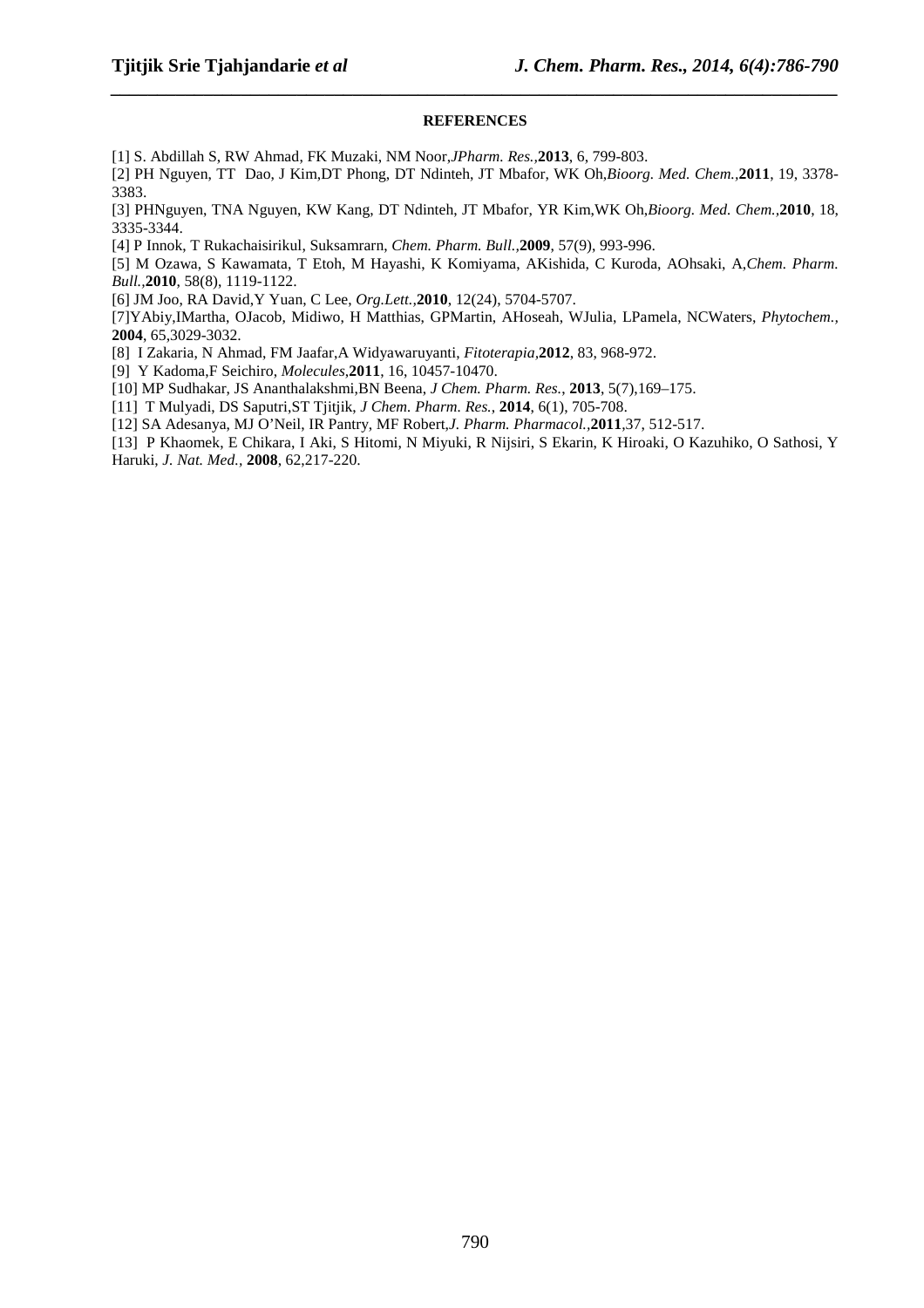**REFERENCES**

[1] S. Abdillah S, RW Ahmad, FK Muzaki, NM Noor,*JPharm. Res.*,**2013**, 6, 799-803.

[2] PH Nguyen, TT Dao, J Kim,DT Phong, DT Ndinteh, JT Mbafor, WK Oh,*Bioorg. Med. Chem.*,**2011**, 19, 3378-3383.

[3] PHNguyen, TNA Nguyen, KW Kang, DT Ndinteh, JT Mbafor, YR Kim,WK Oh,*Bioorg. Med. Chem.*,**2010**, 18, 3335-3344.

[4] P Innok, T Rukachaisirikul, Suksamrarn, *Chem. Pharm. Bull.*,**2009**, 57(9), 993-996.

[5] M Ozawa, S Kawamata, T Etoh, M Hayashi, K Komiyama, AKishida, C Kuroda, AOhsaki, A,*Chem. Pharm. Bull.*,**2010**, 58(8), 1119-1122.

[6] JM Joo, RA David,Y Yuan, C Lee, *Org.Lett.*,**2010**, 12(24), 5704-5707.

[7]YAbiy,IMartha, OJacob, Midiwo, H Matthias, GPMartin, AHoseah, WJulia, LPamela, NCWaters, *Phytochem.*, **2004**, 65,3029-3032.

[8] I Zakaria, N Ahmad, FM Jaafar,A Widyawaruyanti, *Fitoterapia*,**2012**, 83, 968-972.

[9] Y Kadoma,F Seichiro, *Molecules*,**2011**, 16, 10457-10470.

[10] MP Sudhakar, JS Ananthalakshmi,BN Beena, *J Chem. Pharm. Res.*, **2013**, 5(7),169–175.

[11] T Mulyadi, DS Saputri,ST Tjitjik, *J Chem. Pharm. Res.*, **2014**, 6(1), 705-708.

[12] SA Adesanya, MJ O'Neil, IR Pantry, MF Robert,*J. Pharm. Pharmacol.*,**2011**,37, 512-517.

[13] P Khaomek, E Chikara, I Aki, S Hitomi, N Miyuki, R Nijsiri, S Ekarin, K Hiroaki, O Kazuhiko, O Sathosi, Y Haruki, *J. Nat. Med.*, **2008**, 62,217-220.